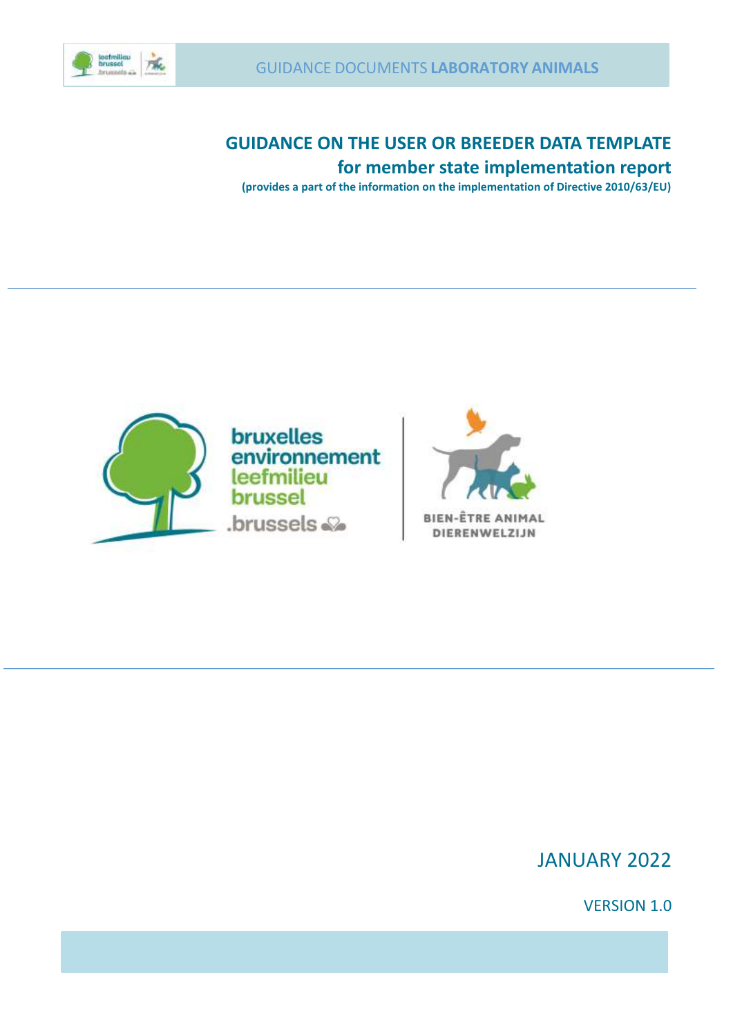GUIDANCE DOCUMENTS **LABORATORY ANIMALS**

# GUIDANCE ON THE USER OR BREEDER DATA TEMPLATE

## for member state implementation report

**(provides a part of the information on the implementation of Directive 2010/63/EU)**

bruxelles environnement
leefmilieu brussel
.brussels

BIEN-ÊTRE ANIMAL
DIERENWELZIJN

JANUARY 2022

VERSION 1.0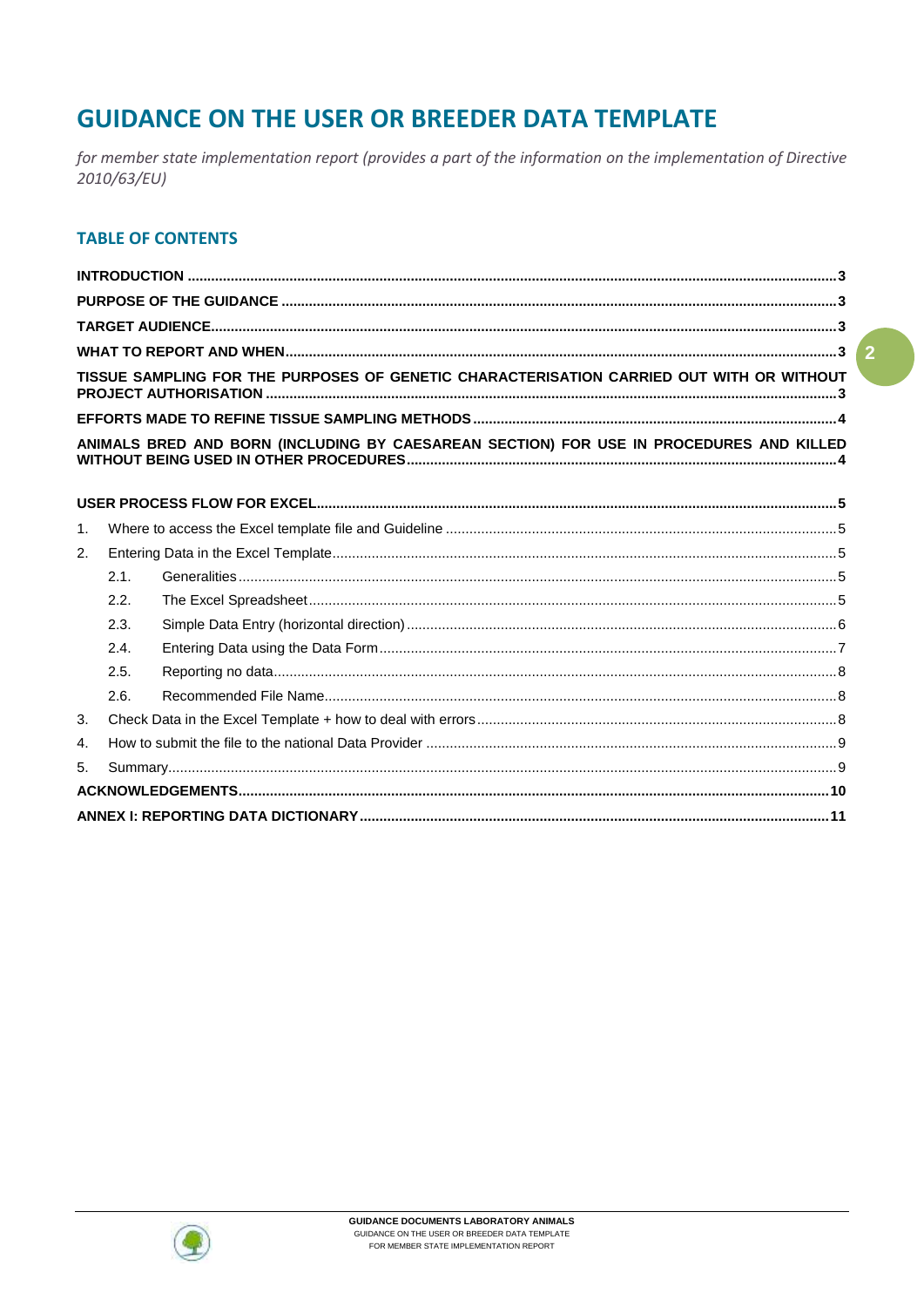# GUIDANCE ON THE USER OR BREEDER DATA TEMPLATE

*for member state implementation report (provides a part of the information on the implementation of Directive 2010/63/EU)*

## TABLE OF CONTENTS

**INTRODUCTION** ........ 3

**PURPOSE OF THE GUIDANCE** ........ 3

**TARGET AUDIENCE** ........ 3

**WHAT TO REPORT AND WHEN** ........ 3

**TISSUE SAMPLING FOR THE PURPOSES OF GENETIC CHARACTERISATION CARRIED OUT WITH OR WITHOUT PROJECT AUTHORISATION** ........ 3

**EFFORTS MADE TO REFINE TISSUE SAMPLING METHODS** ........ 4

**ANIMALS BRED AND BORN (INCLUDING BY CAESAREAN SECTION) FOR USE IN PROCEDURES AND KILLED WITHOUT BEING USED IN OTHER PROCEDURES** ........ 4

**USER PROCESS FLOW FOR EXCEL** ........ 5

1. Where to access the Excel template file and Guideline ........ 5
2. Entering Data in the Excel Template ........ 5
   - 2.1. Generalities ........ 5
   - 2.2. The Excel Spreadsheet ........ 5
   - 2.3. Simple Data Entry (horizontal direction) ........ 6
   - 2.4. Entering Data using the Data Form ........ 7
   - 2.5. Reporting no data ........ 8
   - 2.6. Recommended File Name ........ 8
3. Check Data in the Excel Template + how to deal with errors ........ 8
4. How to submit the file to the national Data Provider ........ 9
5. Summary ........ 9

**ACKNOWLEDGEMENTS** ........ 10

**ANNEX I: REPORTING DATA DICTIONARY** ........ 11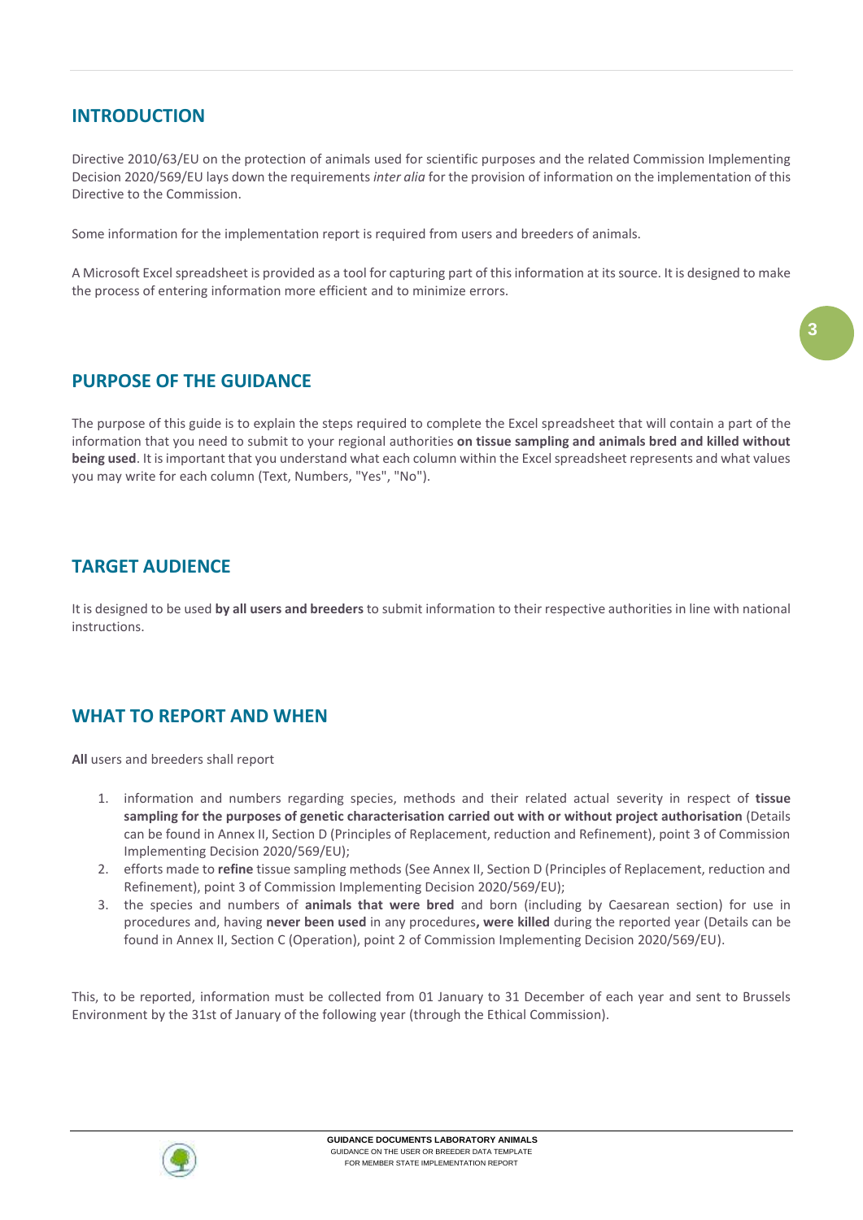## INTRODUCTION

Directive 2010/63/EU on the protection of animals used for scientific purposes and the related Commission Implementing Decision 2020/569/EU lays down the requirements *inter alia* for the provision of information on the implementation of this Directive to the Commission.

Some information for the implementation report is required from users and breeders of animals.

A Microsoft Excel spreadsheet is provided as a tool for capturing part of this information at its source. It is designed to make the process of entering information more efficient and to minimize errors.

## PURPOSE OF THE GUIDANCE

The purpose of this guide is to explain the steps required to complete the Excel spreadsheet that will contain a part of the information that you need to submit to your regional authorities **on tissue sampling and animals bred and killed without being used**. It is important that you understand what each column within the Excel spreadsheet represents and what values you may write for each column (Text, Numbers, "Yes", "No").

## TARGET AUDIENCE

It is designed to be used **by all users and breeders** to submit information to their respective authorities in line with national instructions.

## WHAT TO REPORT AND WHEN

**All** users and breeders shall report

1. information and numbers regarding species, methods and their related actual severity in respect of **tissue sampling for the purposes of genetic characterisation carried out with or without project authorisation** (Details can be found in Annex II, Section D (Principles of Replacement, reduction and Refinement), point 3 of Commission Implementing Decision 2020/569/EU);
2. efforts made to **refine** tissue sampling methods (See Annex II, Section D (Principles of Replacement, reduction and Refinement), point 3 of Commission Implementing Decision 2020/569/EU);
3. the species and numbers of **animals that were bred** and born (including by Caesarean section) for use in procedures and, having **never been used** in any procedures**, were killed** during the reported year (Details can be found in Annex II, Section C (Operation), point 2 of Commission Implementing Decision 2020/569/EU).

This, to be reported, information must be collected from 01 January to 31 December of each year and sent to Brussels Environment by the 31st of January of the following year (through the Ethical Commission).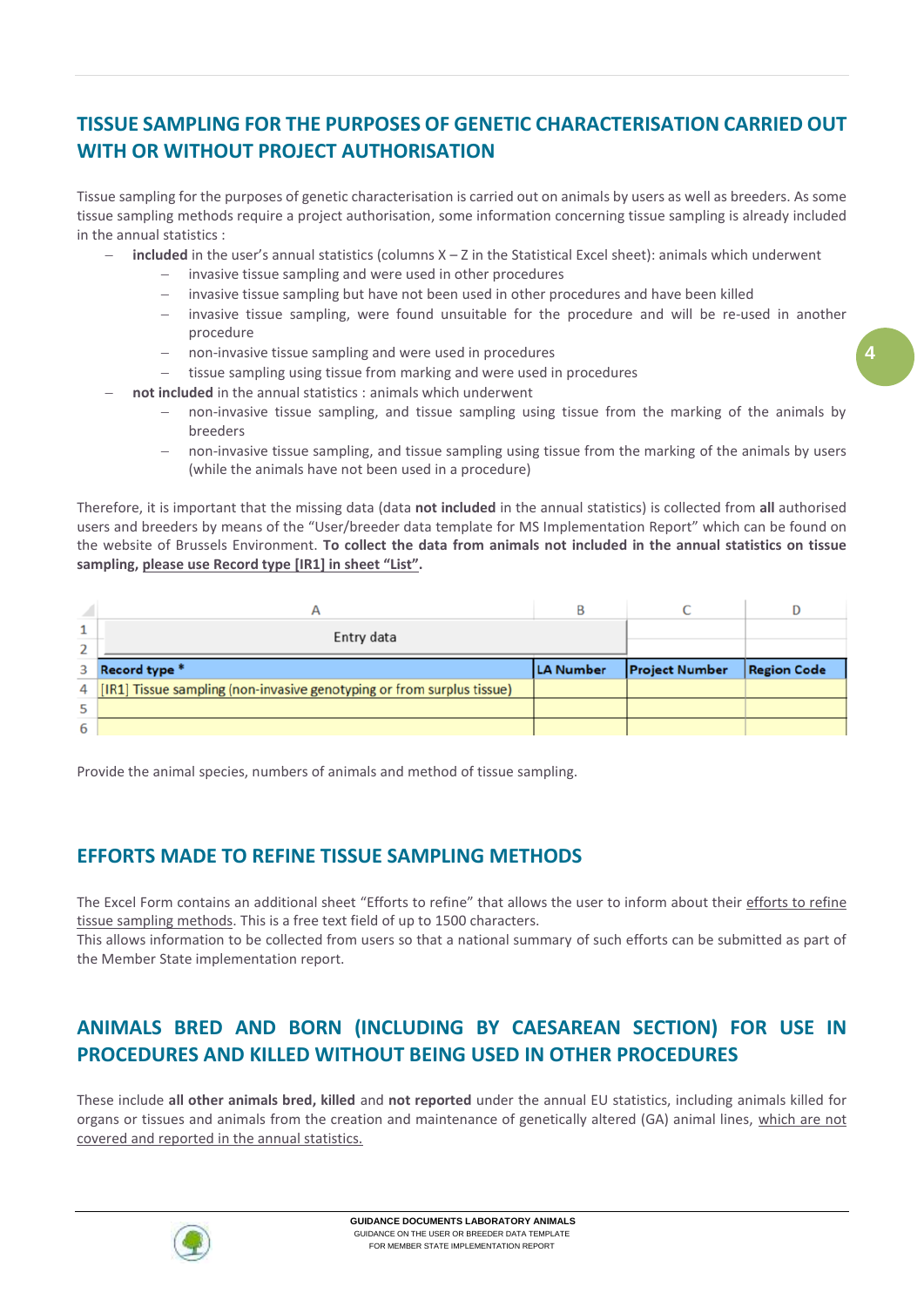## TISSUE SAMPLING FOR THE PURPOSES OF GENETIC CHARACTERISATION CARRIED OUT WITH OR WITHOUT PROJECT AUTHORISATION

Tissue sampling for the purposes of genetic characterisation is carried out on animals by users as well as breeders. As some tissue sampling methods require a project authorisation, some information concerning tissue sampling is already included in the annual statistics :

- **included** in the user's annual statistics (columns X – Z in the Statistical Excel sheet): animals which underwent
  - invasive tissue sampling and were used in other procedures
  - invasive tissue sampling but have not been used in other procedures and have been killed
  - invasive tissue sampling, were found unsuitable for the procedure and will be re-used in another procedure
  - non-invasive tissue sampling and were used in procedures
  - tissue sampling using tissue from marking and were used in procedures
- **not included** in the annual statistics : animals which underwent
  - non-invasive tissue sampling, and tissue sampling using tissue from the marking of the animals by breeders
  - non-invasive tissue sampling, and tissue sampling using tissue from the marking of the animals by users (while the animals have not been used in a procedure)

Therefore, it is important that the missing data (data **not included** in the annual statistics) is collected from **all** authorised users and breeders by means of the "User/breeder data template for MS Implementation Report" which can be found on the website of Brussels Environment. **To collect the data from animals not included in the annual statistics on tissue sampling, please use Record type [IR1] in sheet "List".**

| | A | B | C | D |
|---|---|---|---|---|
| 1 | Entry data | | | |
| 2 | | | | |
| 3 | Record type * | LA Number | Project Number | Region Code |
| 4 | [IR1] Tissue sampling (non-invasive genotyping or from surplus tissue) | | | |
| 5 | | | | |
| 6 | | | | |

Provide the animal species, numbers of animals and method of tissue sampling.

## EFFORTS MADE TO REFINE TISSUE SAMPLING METHODS

The Excel Form contains an additional sheet "Efforts to refine" that allows the user to inform about their efforts to refine tissue sampling methods. This is a free text field of up to 1500 characters.
This allows information to be collected from users so that a national summary of such efforts can be submitted as part of the Member State implementation report.

## ANIMALS BRED AND BORN (INCLUDING BY CAESAREAN SECTION) FOR USE IN PROCEDURES AND KILLED WITHOUT BEING USED IN OTHER PROCEDURES

These include **all other animals bred, killed** and **not reported** under the annual EU statistics, including animals killed for organs or tissues and animals from the creation and maintenance of genetically altered (GA) animal lines, which are not covered and reported in the annual statistics.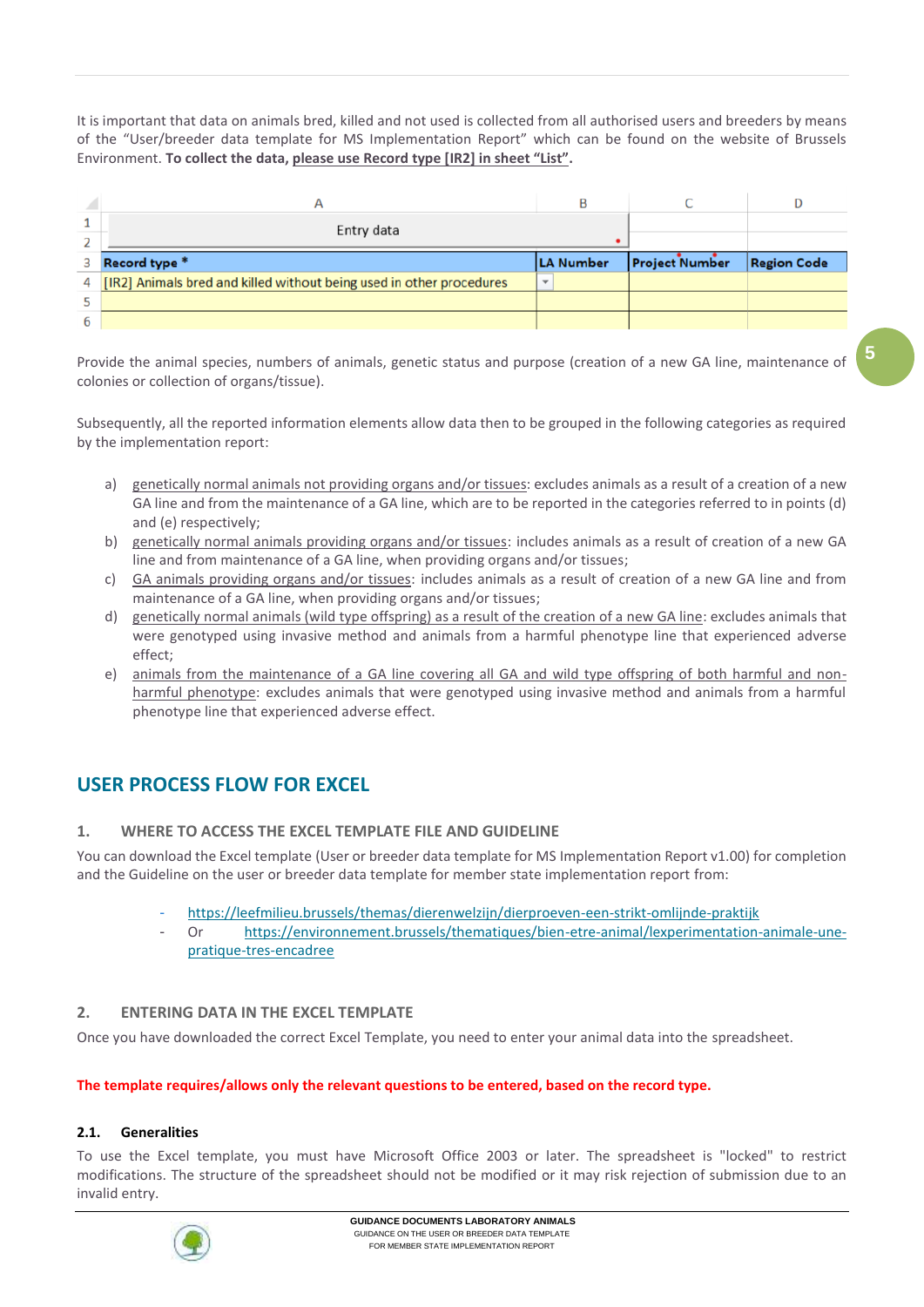It is important that data on animals bred, killed and not used is collected from all authorised users and breeders by means of the "User/breeder data template for MS Implementation Report" which can be found on the website of Brussels Environment. **To collect the data, please use Record type [IR2] in sheet "List".**

| | A | B | C | D |
|---|---|---|---|---|
| 1 | Entry data | | | |
| 2 | | | | |
| 3 | **Record type** * | **LA Number** | **Project Number** | **Region Code** |
| 4 | [IR2] Animals bred and killed without being used in other procedures | | | |
| 5 | | | | |
| 6 | | | | |

Provide the animal species, numbers of animals, genetic status and purpose (creation of a new GA line, maintenance of colonies or collection of organs/tissue).

Subsequently, all the reported information elements allow data then to be grouped in the following categories as required by the implementation report:

a) genetically normal animals not providing organs and/or tissues: excludes animals as a result of a creation of a new GA line and from the maintenance of a GA line, which are to be reported in the categories referred to in points (d) and (e) respectively;
b) genetically normal animals providing organs and/or tissues: includes animals as a result of creation of a new GA line and from maintenance of a GA line, when providing organs and/or tissues;
c) GA animals providing organs and/or tissues: includes animals as a result of creation of a new GA line and from maintenance of a GA line, when providing organs and/or tissues;
d) genetically normal animals (wild type offspring) as a result of the creation of a new GA line: excludes animals that were genotyped using invasive method and animals from a harmful phenotype line that experienced adverse effect;
e) animals from the maintenance of a GA line covering all GA and wild type offspring of both harmful and non-harmful phenotype: excludes animals that were genotyped using invasive method and animals from a harmful phenotype line that experienced adverse effect.

# USER PROCESS FLOW FOR EXCEL

## 1. WHERE TO ACCESS THE EXCEL TEMPLATE FILE AND GUIDELINE

You can download the Excel template (User or breeder data template for MS Implementation Report v1.00) for completion and the Guideline on the user or breeder data template for member state implementation report from:

- https://leefmilieu.brussels/themas/dierenwelzijn/dierproeven-een-strikt-omlijnde-praktijk
- Or https://environnement.brussels/thematiques/bien-etre-animal/lexperimentation-animale-une-pratique-tres-encadree

## 2. ENTERING DATA IN THE EXCEL TEMPLATE

Once you have downloaded the correct Excel Template, you need to enter your animal data into the spreadsheet.

**The template requires/allows only the relevant questions to be entered, based on the record type.**

### 2.1. Generalities

To use the Excel template, you must have Microsoft Office 2003 or later. The spreadsheet is "locked" to restrict modifications. The structure of the spreadsheet should not be modified or it may risk rejection of submission due to an invalid entry.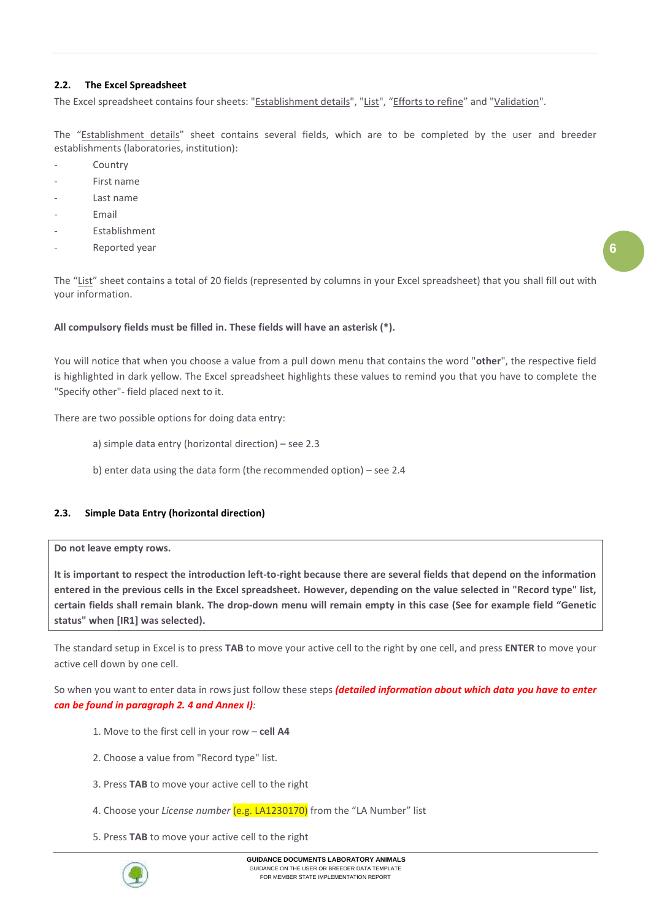### 2.2. The Excel Spreadsheet

The Excel spreadsheet contains four sheets: "Establishment details", "List", "Efforts to refine" and "Validation".

The "Establishment details" sheet contains several fields, which are to be completed by the user and breeder establishments (laboratories, institution):

- Country
- First name
- Last name
- Email
- Establishment
- Reported year

The "List" sheet contains a total of 20 fields (represented by columns in your Excel spreadsheet) that you shall fill out with your information.

**All compulsory fields must be filled in. These fields will have an asterisk (*).**

You will notice that when you choose a value from a pull down menu that contains the word "**other**", the respective field is highlighted in dark yellow. The Excel spreadsheet highlights these values to remind you that you have to complete the "Specify other"- field placed next to it.

There are two possible options for doing data entry:

a) simple data entry (horizontal direction) – see 2.3

b) enter data using the data form (the recommended option) – see 2.4

### 2.3. Simple Data Entry (horizontal direction)

**Do not leave empty rows.**

**It is important to respect the introduction left-to-right because there are several fields that depend on the information entered in the previous cells in the Excel spreadsheet. However, depending on the value selected in "Record type" list, certain fields shall remain blank. The drop-down menu will remain empty in this case (See for example field "Genetic status" when [IR1] was selected).**

The standard setup in Excel is to press **TAB** to move your active cell to the right by one cell, and press **ENTER** to move your active cell down by one cell.

So when you want to enter data in rows just follow these steps ***(detailed information about which data you have to enter can be found in paragraph 2. 4 and Annex I)***:

1. Move to the first cell in your row – **cell A4**

2. Choose a value from "Record type" list.

3. Press **TAB** to move your active cell to the right

4. Choose your *License number* (e.g. LA1230170) from the "LA Number" list

5. Press **TAB** to move your active cell to the right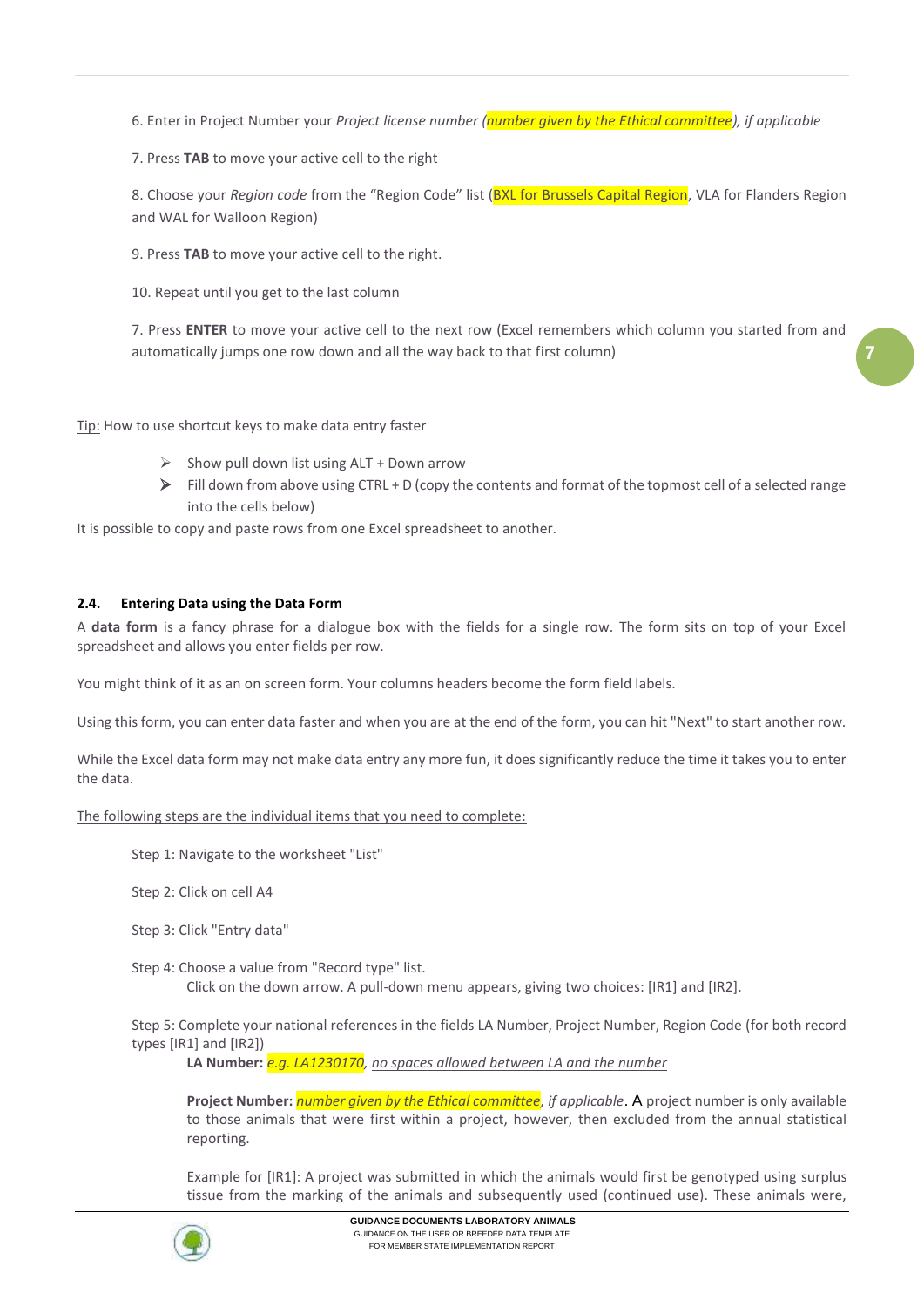6. Enter in Project Number your *Project license number (number given by the Ethical committee), if applicable*

7. Press **TAB** to move your active cell to the right

8. Choose your *Region code* from the "Region Code" list (BXL for Brussels Capital Region, VLA for Flanders Region and WAL for Walloon Region)

9. Press **TAB** to move your active cell to the right.

10. Repeat until you get to the last column

7. Press **ENTER** to move your active cell to the next row (Excel remembers which column you started from and automatically jumps one row down and all the way back to that first column)

Tip: How to use shortcut keys to make data entry faster

- Show pull down list using ALT + Down arrow
- Fill down from above using CTRL + D (copy the contents and format of the topmost cell of a selected range into the cells below)

It is possible to copy and paste rows from one Excel spreadsheet to another.

### 2.4. Entering Data using the Data Form

A **data form** is a fancy phrase for a dialogue box with the fields for a single row. The form sits on top of your Excel spreadsheet and allows you enter fields per row.

You might think of it as an on screen form. Your columns headers become the form field labels.

Using this form, you can enter data faster and when you are at the end of the form, you can hit "Next" to start another row.

While the Excel data form may not make data entry any more fun, it does significantly reduce the time it takes you to enter the data.

The following steps are the individual items that you need to complete:

Step 1: Navigate to the worksheet "List"

Step 2: Click on cell A4

Step 3: Click "Entry data"

Step 4: Choose a value from "Record type" list.
Click on the down arrow. A pull-down menu appears, giving two choices: [IR1] and [IR2].

Step 5: Complete your national references in the fields LA Number, Project Number, Region Code (for both record types [IR1] and [IR2])

**LA Number:** *e.g. LA1230170, no spaces allowed between LA and the number*

**Project Number:** *number given by the Ethical committee, if applicable*. A project number is only available to those animals that were first within a project, however, then excluded from the annual statistical reporting.

Example for [IR1]: A project was submitted in which the animals would first be genotyped using surplus tissue from the marking of the animals and subsequently used (continued use). These animals were,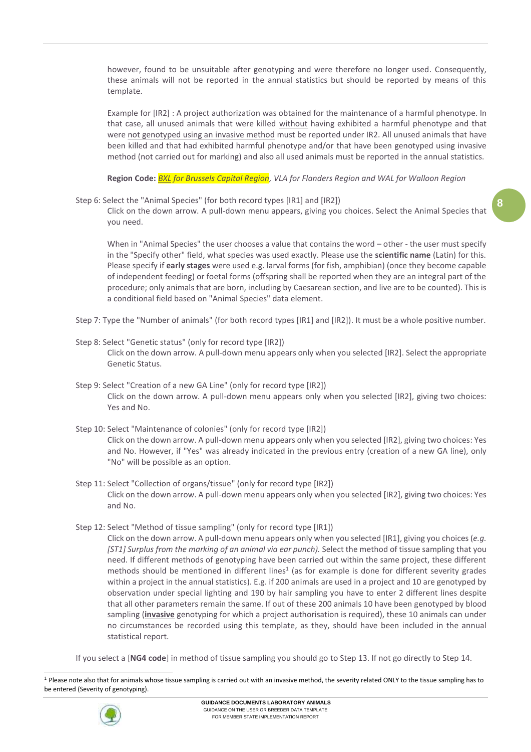however, found to be unsuitable after genotyping and were therefore no longer used. Consequently, these animals will not be reported in the annual statistics but should be reported by means of this template.

Example for [IR2] : A project authorization was obtained for the maintenance of a harmful phenotype. In that case, all unused animals that were killed without having exhibited a harmful phenotype and that were not genotyped using an invasive method must be reported under IR2. All unused animals that have been killed and that had exhibited harmful phenotype and/or that have been genotyped using invasive method (not carried out for marking) and also all used animals must be reported in the annual statistics.

**Region Code:** *BXL for Brussels Capital Region, VLA for Flanders Region and WAL for Walloon Region*

Step 6: Select the "Animal Species" (for both record types [IR1] and [IR2])

Click on the down arrow. A pull-down menu appears, giving you choices. Select the Animal Species that you need.

When in "Animal Species" the user chooses a value that contains the word – other - the user must specify in the "Specify other" field, what species was used exactly. Please use the **scientific name** (Latin) for this. Please specify if **early stages** were used e.g. larval forms (for fish, amphibian) (once they become capable of independent feeding) or foetal forms (offspring shall be reported when they are an integral part of the procedure; only animals that are born, including by Caesarean section, and live are to be counted). This is a conditional field based on "Animal Species" data element.

Step 7: Type the "Number of animals" (for both record types [IR1] and [IR2]). It must be a whole positive number.

Step 8: Select "Genetic status" (only for record type [IR2])

Click on the down arrow. A pull-down menu appears only when you selected [IR2]. Select the appropriate Genetic Status.

Step 9: Select "Creation of a new GA Line" (only for record type [IR2])

Click on the down arrow. A pull-down menu appears only when you selected [IR2], giving two choices: Yes and No.

Step 10: Select "Maintenance of colonies" (only for record type [IR2])

Click on the down arrow. A pull-down menu appears only when you selected [IR2], giving two choices: Yes and No. However, if "Yes" was already indicated in the previous entry (creation of a new GA line), only "No" will be possible as an option.

Step 11: Select "Collection of organs/tissue" (only for record type [IR2])

Click on the down arrow. A pull-down menu appears only when you selected [IR2], giving two choices: Yes and No.

Step 12: Select "Method of tissue sampling" (only for record type [IR1])

Click on the down arrow. A pull-down menu appears only when you selected [IR1], giving you choices (*e.g. [ST1] Surplus from the marking of an animal via ear punch).* Select the method of tissue sampling that you need. If different methods of genotyping have been carried out within the same project, these different methods should be mentioned in different lines[1] (as for example is done for different severity grades within a project in the annual statistics). E.g. if 200 animals are used in a project and 10 are genotyped by observation under special lighting and 190 by hair sampling you have to enter 2 different lines despite that all other parameters remain the same. If out of these 200 animals 10 have been genotyped by blood sampling (**invasive** genotyping for which a project authorisation is required), these 10 animals can under no circumstances be recorded using this template, as they, should have been included in the annual statistical report.

If you select a [**NG4 code**] in method of tissue sampling you should go to Step 13. If not go directly to Step 14.

[1] Please note also that for animals whose tissue sampling is carried out with an invasive method, the severity related ONLY to the tissue sampling has to be entered (Severity of genotyping).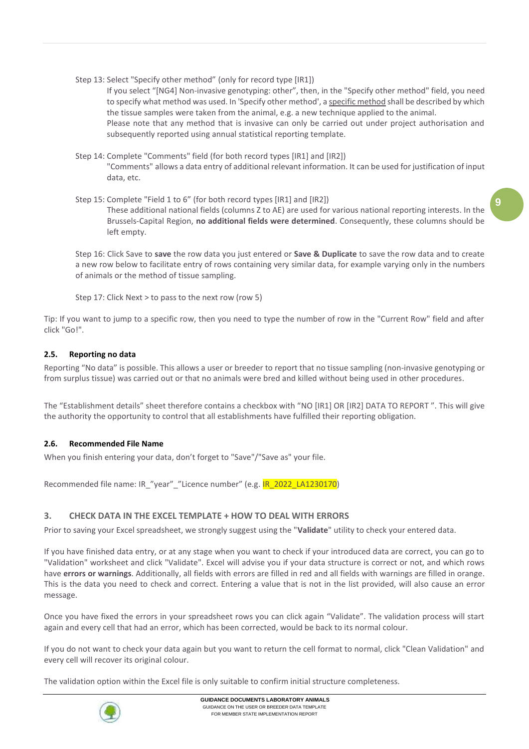Step 13: Select "Specify other method" (only for record type [IR1])

If you select "[NG4] Non-invasive genotyping: other", then, in the "Specify other method" field, you need to specify what method was used. In 'Specify other method', a specific method shall be described by which the tissue samples were taken from the animal, e.g. a new technique applied to the animal.

Please note that any method that is invasive can only be carried out under project authorisation and subsequently reported using annual statistical reporting template.

Step 14: Complete "Comments" field (for both record types [IR1] and [IR2])

"Comments" allows a data entry of additional relevant information. It can be used for justification of input data, etc.

Step 15: Complete "Field 1 to 6" (for both record types [IR1] and [IR2])

These additional national fields (columns Z to AE) are used for various national reporting interests. In the Brussels-Capital Region, **no additional fields were determined**. Consequently, these columns should be left empty.

Step 16: Click Save to **save** the row data you just entered or **Save & Duplicate** to save the row data and to create a new row below to facilitate entry of rows containing very similar data, for example varying only in the numbers of animals or the method of tissue sampling.

Step 17: Click Next > to pass to the next row (row 5)

Tip: If you want to jump to a specific row, then you need to type the number of row in the "Current Row" field and after click "Go!".

### 2.5. Reporting no data

Reporting "No data" is possible. This allows a user or breeder to report that no tissue sampling (non-invasive genotyping or from surplus tissue) was carried out or that no animals were bred and killed without being used in other procedures.

The "Establishment details" sheet therefore contains a checkbox with "NO [IR1] OR [IR2] DATA TO REPORT ". This will give the authority the opportunity to control that all establishments have fulfilled their reporting obligation.

### 2.6. Recommended File Name

When you finish entering your data, don't forget to "Save"/"Save as" your file.

Recommended file name: IR_"year"_"Licence number" (e.g. IR_2022_LA1230170)

## 3. CHECK DATA IN THE EXCEL TEMPLATE + HOW TO DEAL WITH ERRORS

Prior to saving your Excel spreadsheet, we strongly suggest using the "**Validate**" utility to check your entered data.

If you have finished data entry, or at any stage when you want to check if your introduced data are correct, you can go to "Validation" worksheet and click "Validate". Excel will advise you if your data structure is correct or not, and which rows have **errors or warnings**. Additionally, all fields with errors are filled in red and all fields with warnings are filled in orange. This is the data you need to check and correct. Entering a value that is not in the list provided, will also cause an error message.

Once you have fixed the errors in your spreadsheet rows you can click again "Validate". The validation process will start again and every cell that had an error, which has been corrected, would be back to its normal colour.

If you do not want to check your data again but you want to return the cell format to normal, click "Clean Validation" and every cell will recover its original colour.

The validation option within the Excel file is only suitable to confirm initial structure completeness.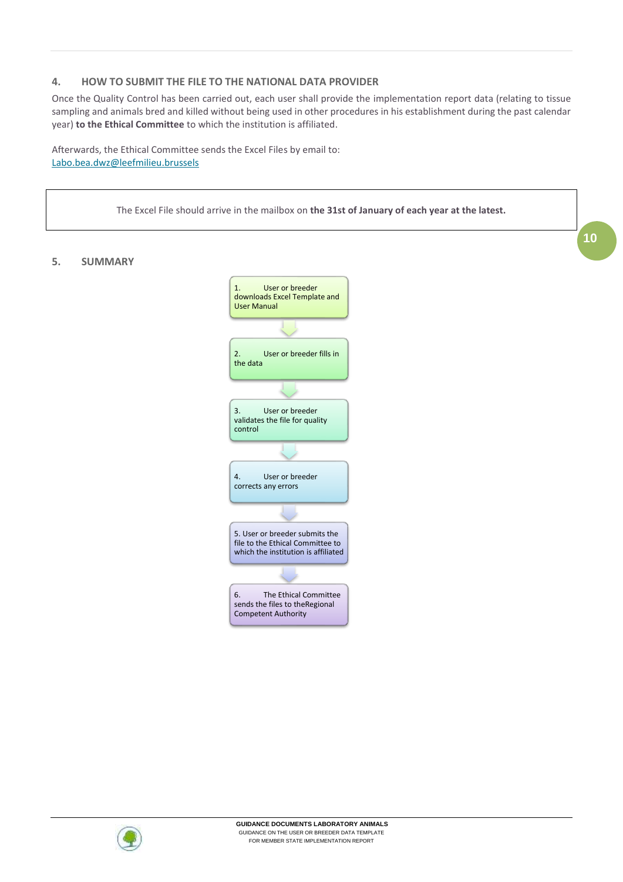## 4. HOW TO SUBMIT THE FILE TO THE NATIONAL DATA PROVIDER

Once the Quality Control has been carried out, each user shall provide the implementation report data (relating to tissue sampling and animals bred and killed without being used in other procedures in his establishment during the past calendar year) **to the Ethical Committee** to which the institution is affiliated.

Afterwards, the Ethical Committee sends the Excel Files by email to:
Labo.bea.dwz@leefmilieu.brussels

| The Excel File should arrive in the mailbox on **the 31st of January of each year at the latest.** |
|---|

## 5. SUMMARY

1. User or breeder downloads Excel Template and User Manual
2. User or breeder fills in the data
3. User or breeder validates the file for quality control
4. User or breeder corrects any errors
5. User or breeder submits the file to the Ethical Committee to which the institution is affiliated
6. The Ethical Committee sends the files to theRegional Competent Authority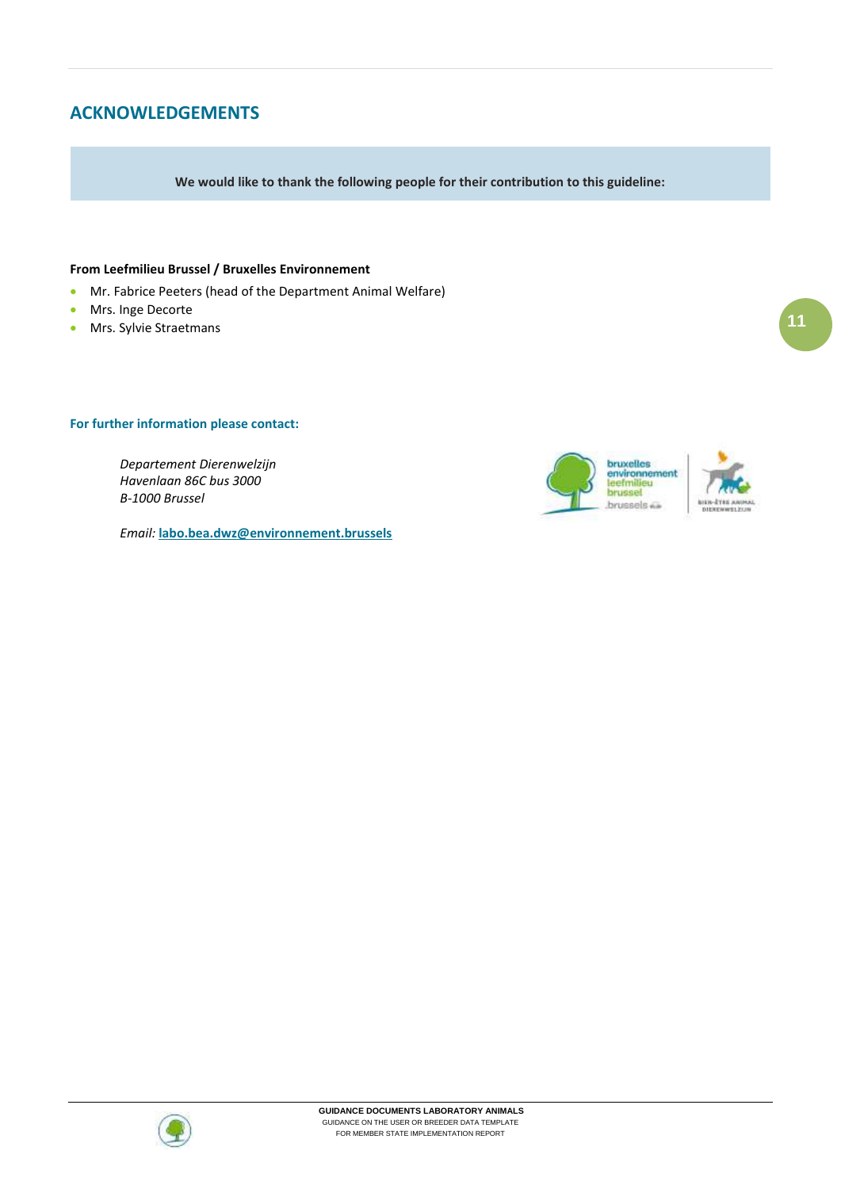## ACKNOWLEDGEMENTS

**We would like to thank the following people for their contribution to this guideline:**

**From Leefmilieu Brussel / Bruxelles Environnement**

- Mr. Fabrice Peeters (head of the Department Animal Welfare)
- Mrs. Inge Decorte
- Mrs. Sylvie Straetmans

**For further information please contact:**

*Departement Dierenwelzijn*
*Havenlaan 86C bus 3000*
*B-1000 Brussel*

*Email:* **labo.bea.dwz@environnement.brussels**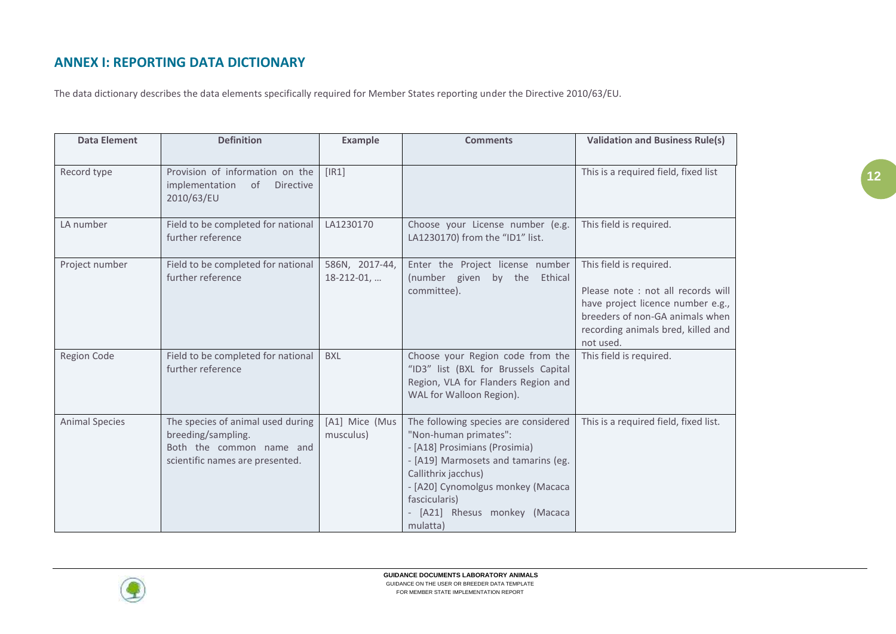## ANNEX I: REPORTING DATA DICTIONARY

The data dictionary describes the data elements specifically required for Member States reporting under the Directive 2010/63/EU.

| Data Element | Definition | Example | Comments | Validation and Business Rule(s) |
| --- | --- | --- | --- | --- |
| Record type | Provision of information on the implementation of Directive 2010/63/EU | [IR1] | | This is a required field, fixed list |
| LA number | Field to be completed for national further reference | LA1230170 | Choose your License number (e.g. LA1230170) from the "ID1" list. | This field is required. |
| Project number | Field to be completed for national further reference | 586N, 2017-44, 18-212-01, … | Enter the Project license number (number given by the Ethical committee). | This field is required.<br><br>Please note : not all records will have project licence number e.g., breeders of non-GA animals when recording animals bred, killed and not used. |
| Region Code | Field to be completed for national further reference | BXL | Choose your Region code from the "ID3" list (BXL for Brussels Capital Region, VLA for Flanders Region and WAL for Walloon Region). | This field is required. |
| Animal Species | The species of animal used during breeding/sampling.<br>Both the common name and scientific names are presented. | [A1] Mice (Mus musculus) | The following species are considered "Non-human primates":<br>- [A18] Prosimians (Prosimia)<br>- [A19] Marmosets and tamarins (eg. Callithrix jacchus)<br>- [A20] Cynomolgus monkey (Macaca fascicularis)<br>- [A21] Rhesus monkey (Macaca mulatta) | This is a required field, fixed list. |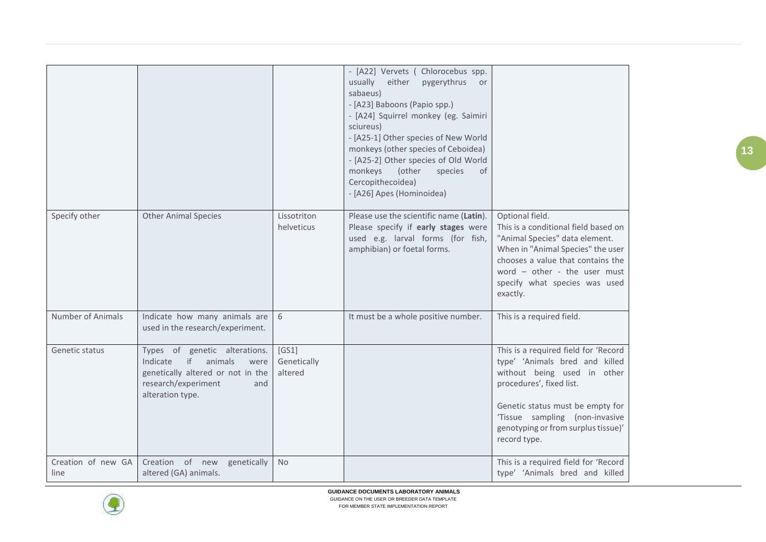|  |  |  |  |  |
|---|---|---|---|---|
|  |  |  | - [A22] Vervets ( Chlorocebus spp. usually either pygerythrus or sabaeus)<br>- [A23] Baboons (Papio spp.)<br>- [A24] Squirrel monkey (eg. Saimiri sciureus)<br>- [A25-1] Other species of New World monkeys (other species of Ceboidea)<br>- [A25-2] Other species of Old World monkeys (other species of Cercopithecoidea)<br>- [A26] Apes (Hominoidea) |  |
| Specify other | Other Animal Species | Lissotriton helveticus | Please use the scientific name (**Latin**). Please specify if **early stages** were used e.g. larval forms (for fish, amphibian) or foetal forms. | Optional field.<br>This is a conditional field based on "Animal Species" data element. When in "Animal Species" the user chooses a value that contains the word – other - the user must specify what species was used exactly. |
| Number of Animals | Indicate how many animals are used in the research/experiment. | 6 | It must be a whole positive number. | This is a required field. |
| Genetic status | Types of genetic alterations. Indicate if animals were genetically altered or not in the research/experiment and alteration type. | [GS1] Genetically altered |  | This is a required field for 'Record type' 'Animals bred and killed without being used in other procedures', fixed list.<br><br>Genetic status must be empty for 'Tissue sampling (non-invasive genotyping or from surplus tissue)' record type. |
| Creation of new GA line | Creation of new genetically altered (GA) animals. | No |  | This is a required field for 'Record type' 'Animals bred and killed |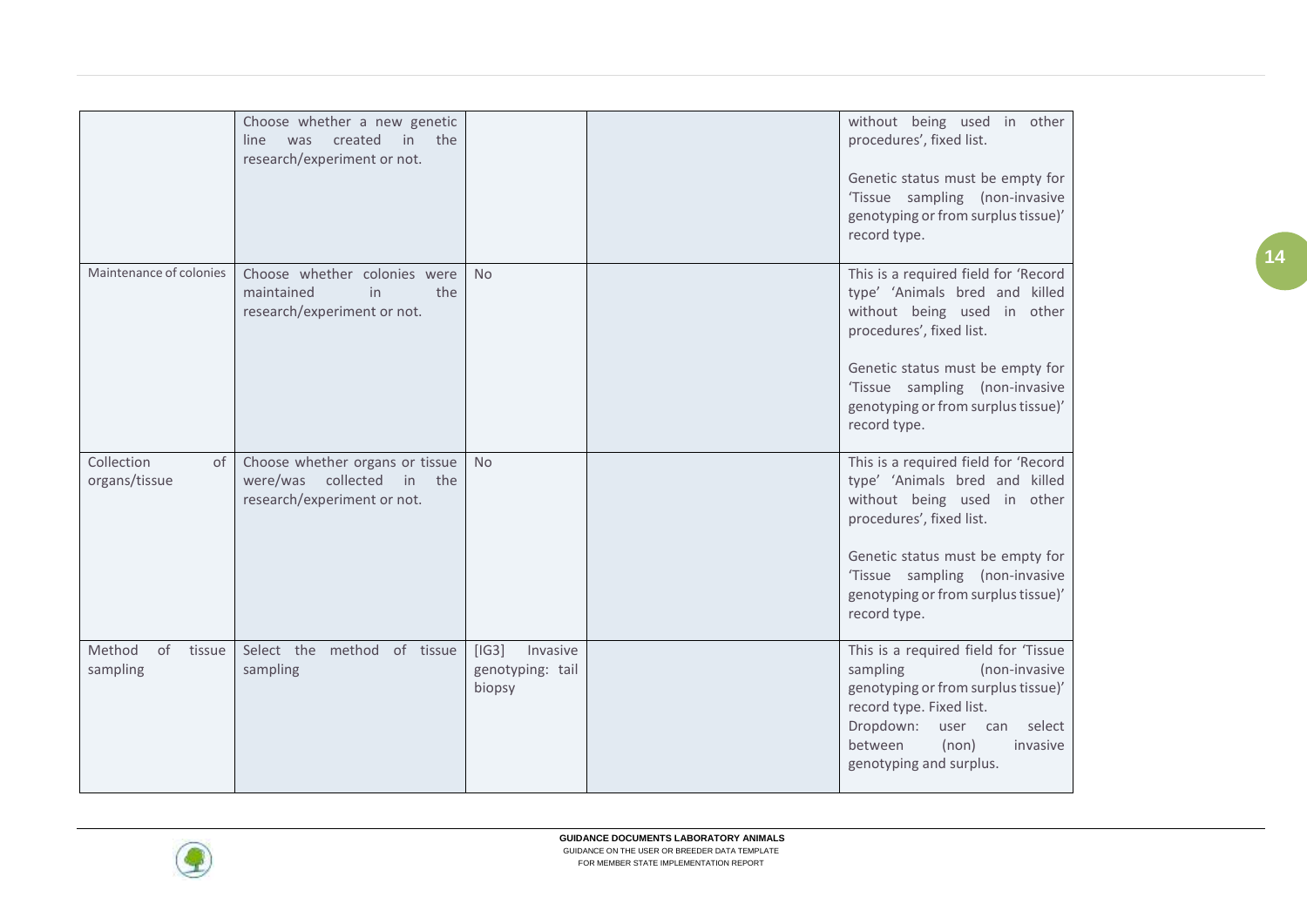| | | | | |
|---|---|---|---|---|
| | Choose whether a new genetic line was created in the research/experiment or not. | | | without being used in other procedures', fixed list.<br><br>Genetic status must be empty for 'Tissue sampling (non-invasive genotyping or from surplus tissue)' record type. |
| Maintenance of colonies | Choose whether colonies were maintained in the research/experiment or not. | No | | This is a required field for 'Record type' 'Animals bred and killed without being used in other procedures', fixed list.<br><br>Genetic status must be empty for 'Tissue sampling (non-invasive genotyping or from surplus tissue)' record type. |
| Collection of organs/tissue | Choose whether organs or tissue were/was collected in the research/experiment or not. | No | | This is a required field for 'Record type' 'Animals bred and killed without being used in other procedures', fixed list.<br><br>Genetic status must be empty for 'Tissue sampling (non-invasive genotyping or from surplus tissue)' record type. |
| Method of tissue sampling | Select the method of tissue sampling | [IG3] Invasive genotyping: tail biopsy | | This is a required field for 'Tissue sampling (non-invasive genotyping or from surplus tissue)' record type. Fixed list.<br>Dropdown: user can select between (non) invasive genotyping and surplus. |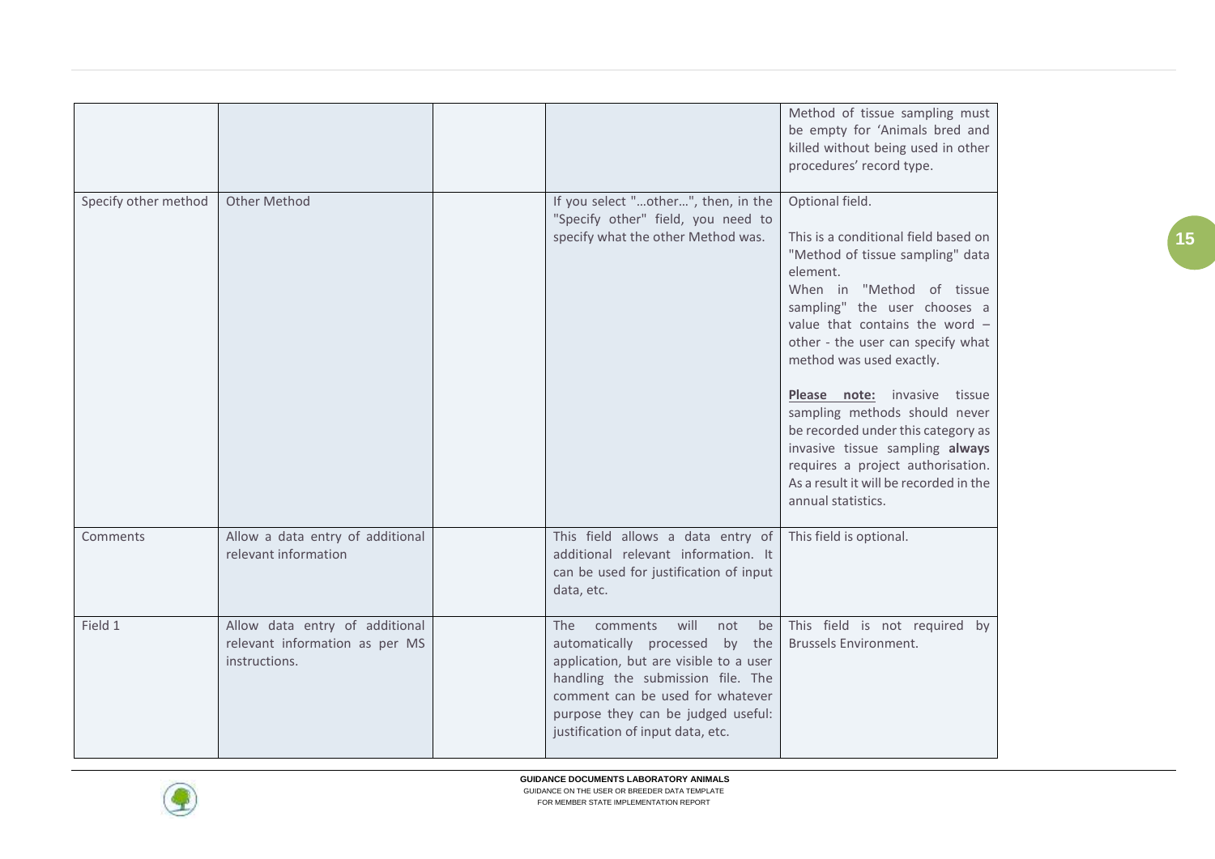| | | | | |
|---|---|---|---|---|
| | | | | Method of tissue sampling must be empty for 'Animals bred and killed without being used in other procedures' record type. |
| Specify other method | Other Method | | If you select "…other…", then, in the "Specify other" field, you need to specify what the other Method was. | Optional field.<br><br>This is a conditional field based on "Method of tissue sampling" data element.<br>When in "Method of tissue sampling" the user chooses a value that contains the word – other - the user can specify what method was used exactly.<br><br>**Please note:** invasive tissue sampling methods should never be recorded under this category as invasive tissue sampling **always** requires a project authorisation. As a result it will be recorded in the annual statistics. |
| Comments | Allow a data entry of additional relevant information | | This field allows a data entry of additional relevant information. It can be used for justification of input data, etc. | This field is optional. |
| Field 1 | Allow data entry of additional relevant information as per MS instructions. | | The comments will not be automatically processed by the application, but are visible to a user handling the submission file. The comment can be used for whatever purpose they can be judged useful: justification of input data, etc. | This field is not required by Brussels Environment. |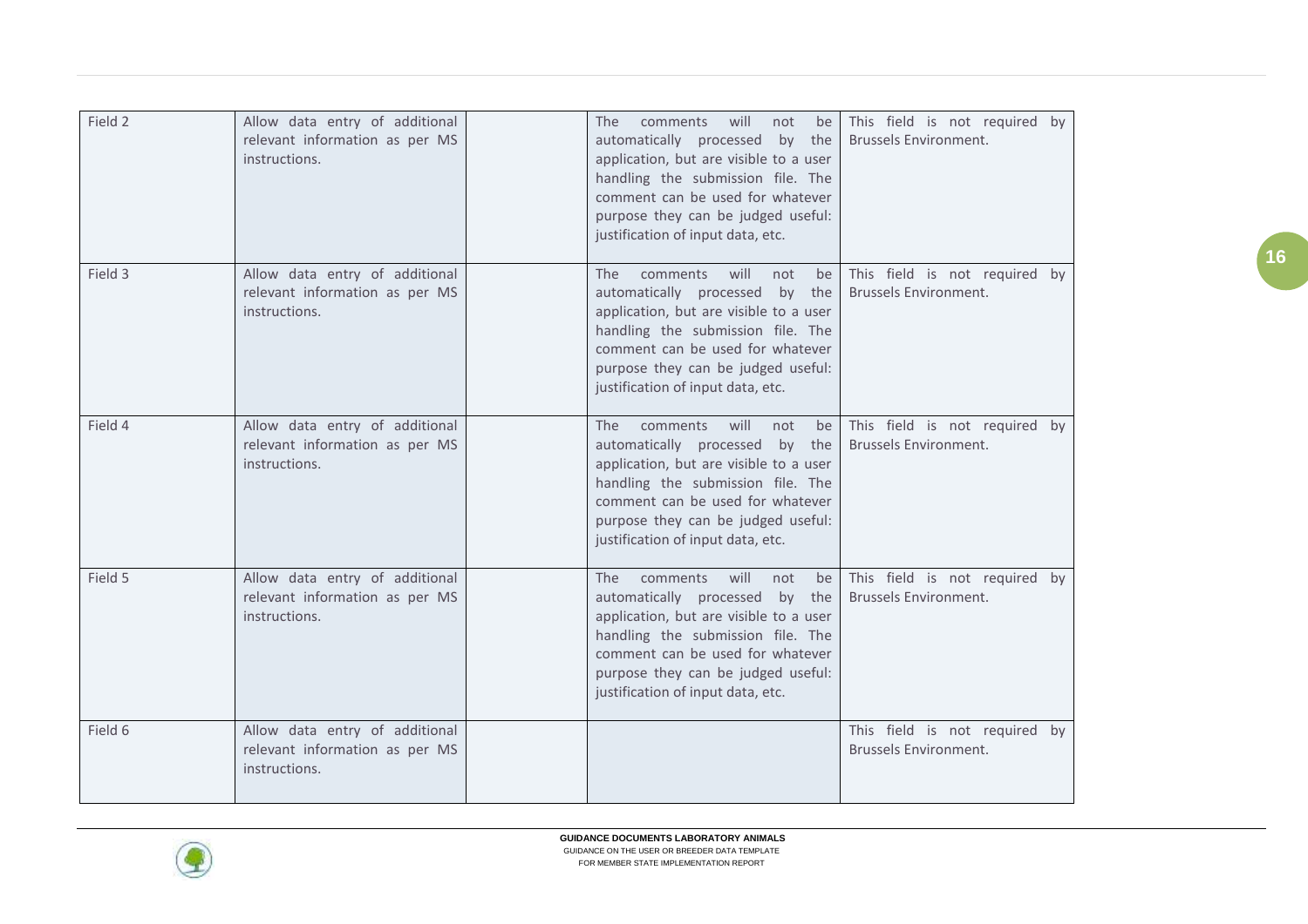| | | | | |
|---|---|---|---|---|
| Field 2 | Allow data entry of additional relevant information as per MS instructions. | | The comments will not be automatically processed by the application, but are visible to a user handling the submission file. The comment can be used for whatever purpose they can be judged useful: justification of input data, etc. | This field is not required by Brussels Environment. |
| Field 3 | Allow data entry of additional relevant information as per MS instructions. | | The comments will not be automatically processed by the application, but are visible to a user handling the submission file. The comment can be used for whatever purpose they can be judged useful: justification of input data, etc. | This field is not required by Brussels Environment. |
| Field 4 | Allow data entry of additional relevant information as per MS instructions. | | The comments will not be automatically processed by the application, but are visible to a user handling the submission file. The comment can be used for whatever purpose they can be judged useful: justification of input data, etc. | This field is not required by Brussels Environment. |
| Field 5 | Allow data entry of additional relevant information as per MS instructions. | | The comments will not be automatically processed by the application, but are visible to a user handling the submission file. The comment can be used for whatever purpose they can be judged useful: justification of input data, etc. | This field is not required by Brussels Environment. |
| Field 6 | Allow data entry of additional relevant information as per MS instructions. | | | This field is not required by Brussels Environment. |